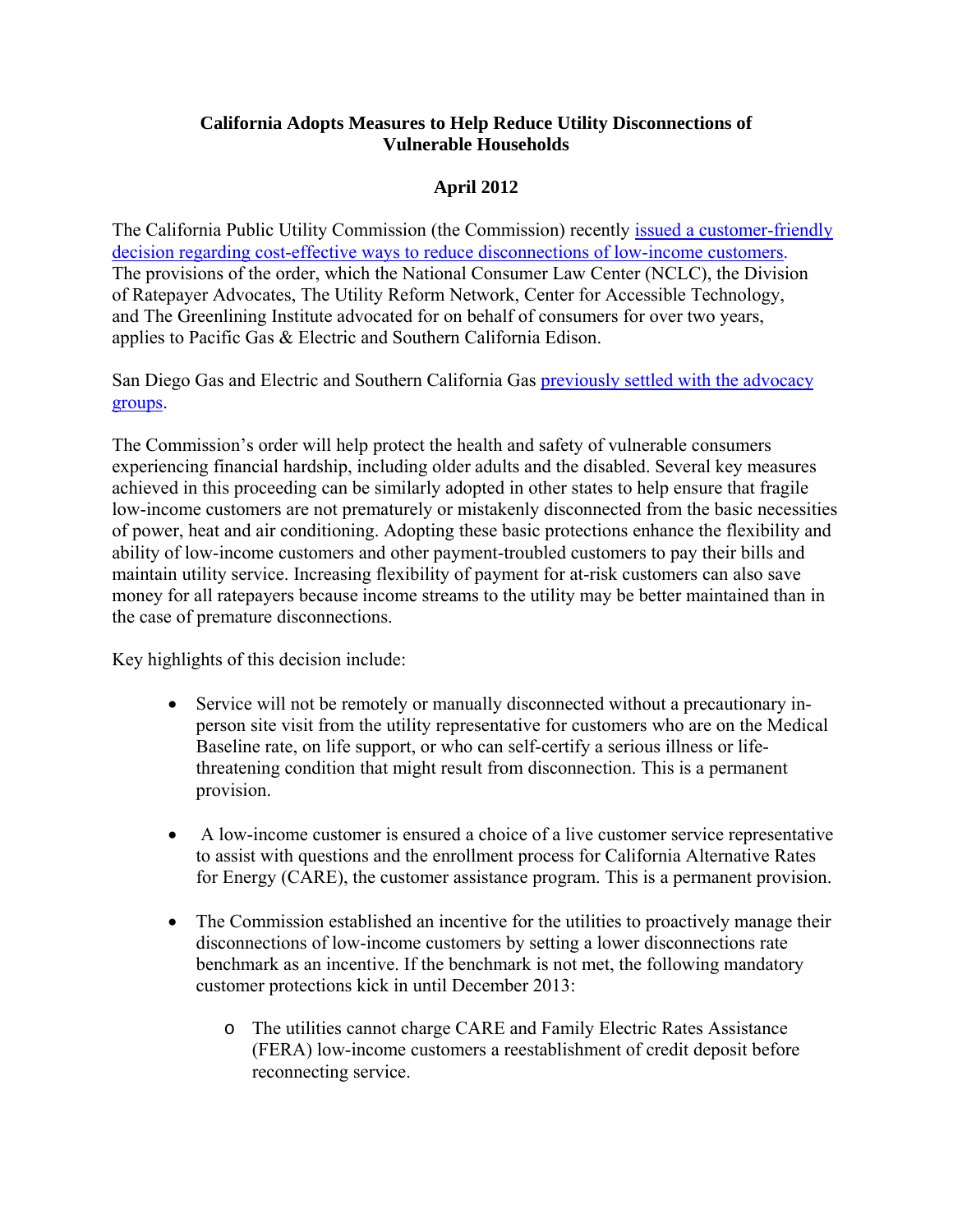# California Adopts Measures to Help Reduce Utility Disconnections of Vulnerable Households

## April 2012

The California Public Utility Commission (the Commission) recently issued a customer-friendly decision regarding cost-effective ways to reduce disconnections of low-income customers. The provisions of the order, which the National Consumer Law Center (NCLC), the Division of Ratepayer Advocates, The Utility Reform Network, Center for Accessible Technology, and The Greenlining Institute advocated for on behalf of consumers for over two years, applies to Pacific Gas & Electric and Southern California Edison.

San Diego Gas and Electric and Southern California Gas previously settled with the advocacy groups.

The Commission's order will help protect the health and safety of vulnerable consumers experiencing financial hardship, including older adults and the disabled. Several key measures achieved in this proceeding can be similarly adopted in other states to help ensure that fragile low-income customers are not prematurely or mistakenly disconnected from the basic necessities of power, heat and air conditioning. Adopting these basic protections enhance the flexibility and ability of low-income customers and other payment-troubled customers to pay their bills and maintain utility service. Increasing flexibility of payment for at-risk customers can also save money for all ratepayers because income streams to the utility may be better maintained than in the case of premature disconnections.

Key highlights of this decision include:

- Service will not be remotely or manually disconnected without a precautionary in-person site visit from the utility representative for customers who are on the Medical Baseline rate, on life support, or who can self-certify a serious illness or life-threatening condition that might result from disconnection. This is a permanent provision.

- A low-income customer is ensured a choice of a live customer service representative to assist with questions and the enrollment process for California Alternative Rates for Energy (CARE), the customer assistance program. This is a permanent provision.

- The Commission established an incentive for the utilities to proactively manage their disconnections of low-income customers by setting a lower disconnections rate benchmark as an incentive. If the benchmark is not met, the following mandatory customer protections kick in until December 2013:

  - The utilities cannot charge CARE and Family Electric Rates Assistance (FERA) low-income customers a reestablishment of credit deposit before reconnecting service.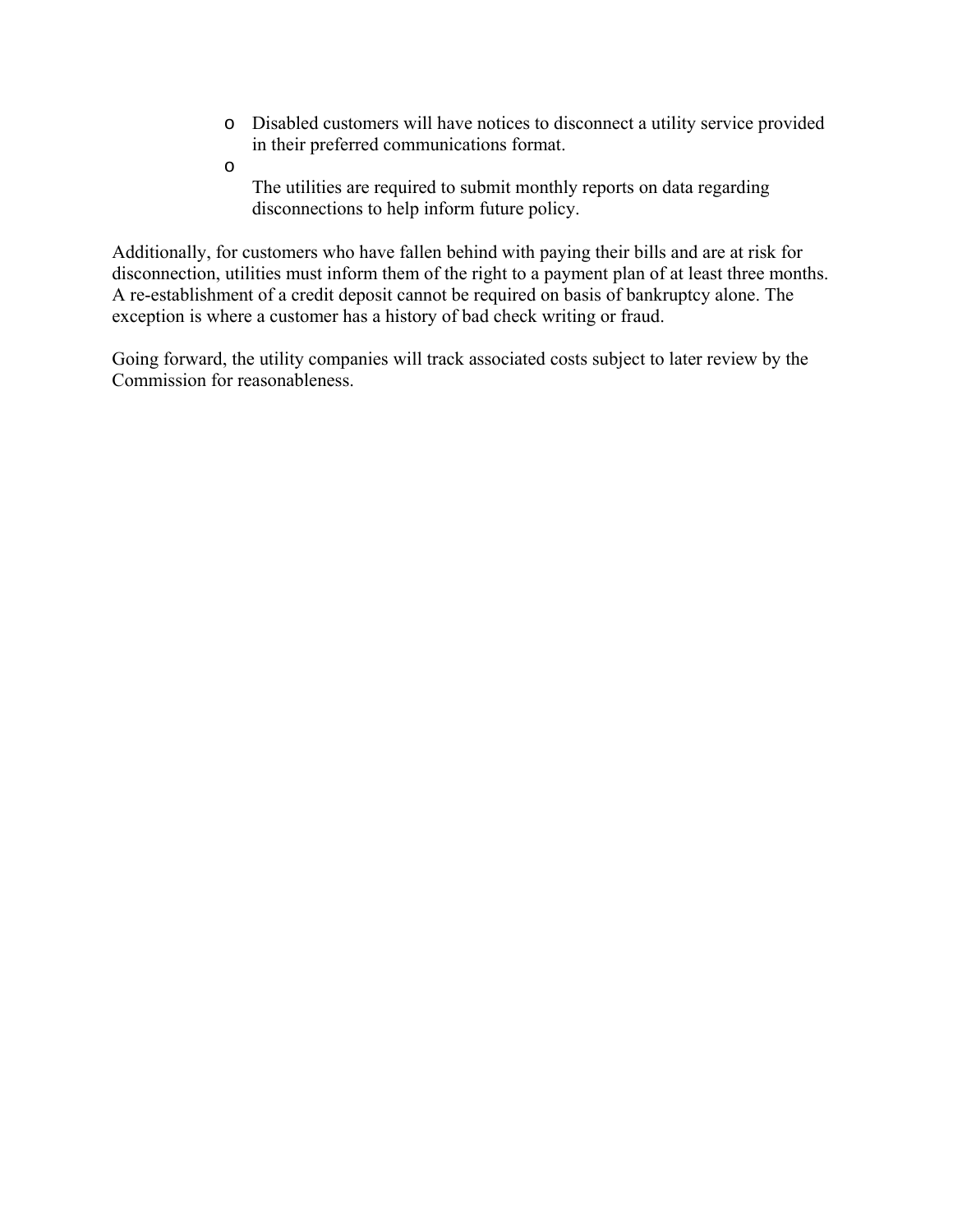- Disabled customers will have notices to disconnect a utility service provided in their preferred communications format.
- The utilities are required to submit monthly reports on data regarding disconnections to help inform future policy.

Additionally, for customers who have fallen behind with paying their bills and are at risk for disconnection, utilities must inform them of the right to a payment plan of at least three months. A re-establishment of a credit deposit cannot be required on basis of bankruptcy alone. The exception is where a customer has a history of bad check writing or fraud.

Going forward, the utility companies will track associated costs subject to later review by the Commission for reasonableness.